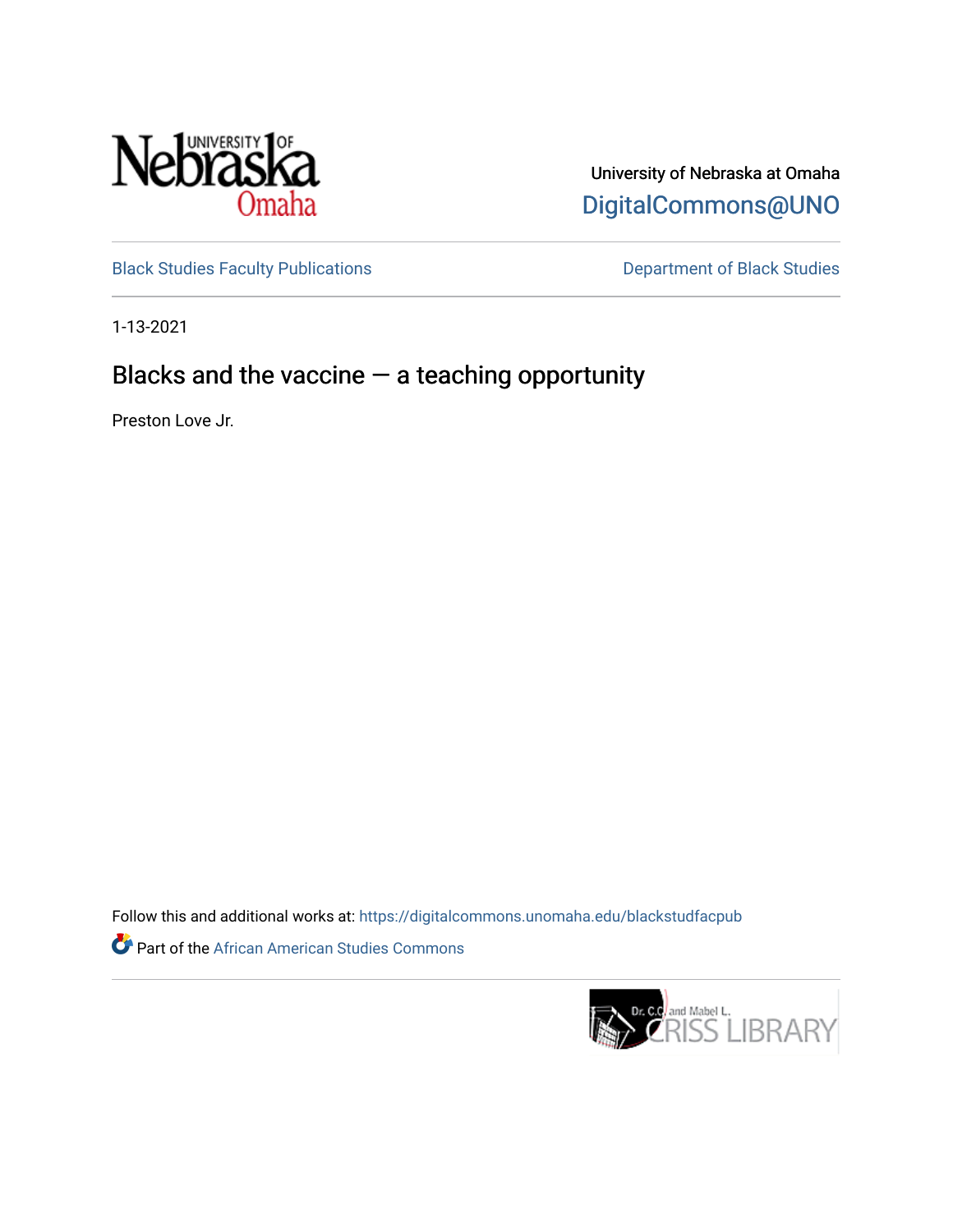University of Nebraska at Omaha

DigitalCommons@UNO

Black Studies Faculty Publications

Department of Black Studies

1-13-2021

# Blacks and the vaccine — a teaching opportunity

Preston Love Jr.

Follow this and additional works at: https://digitalcommons.unomaha.edu/blackstudfacpub

Part of the African American Studies Commons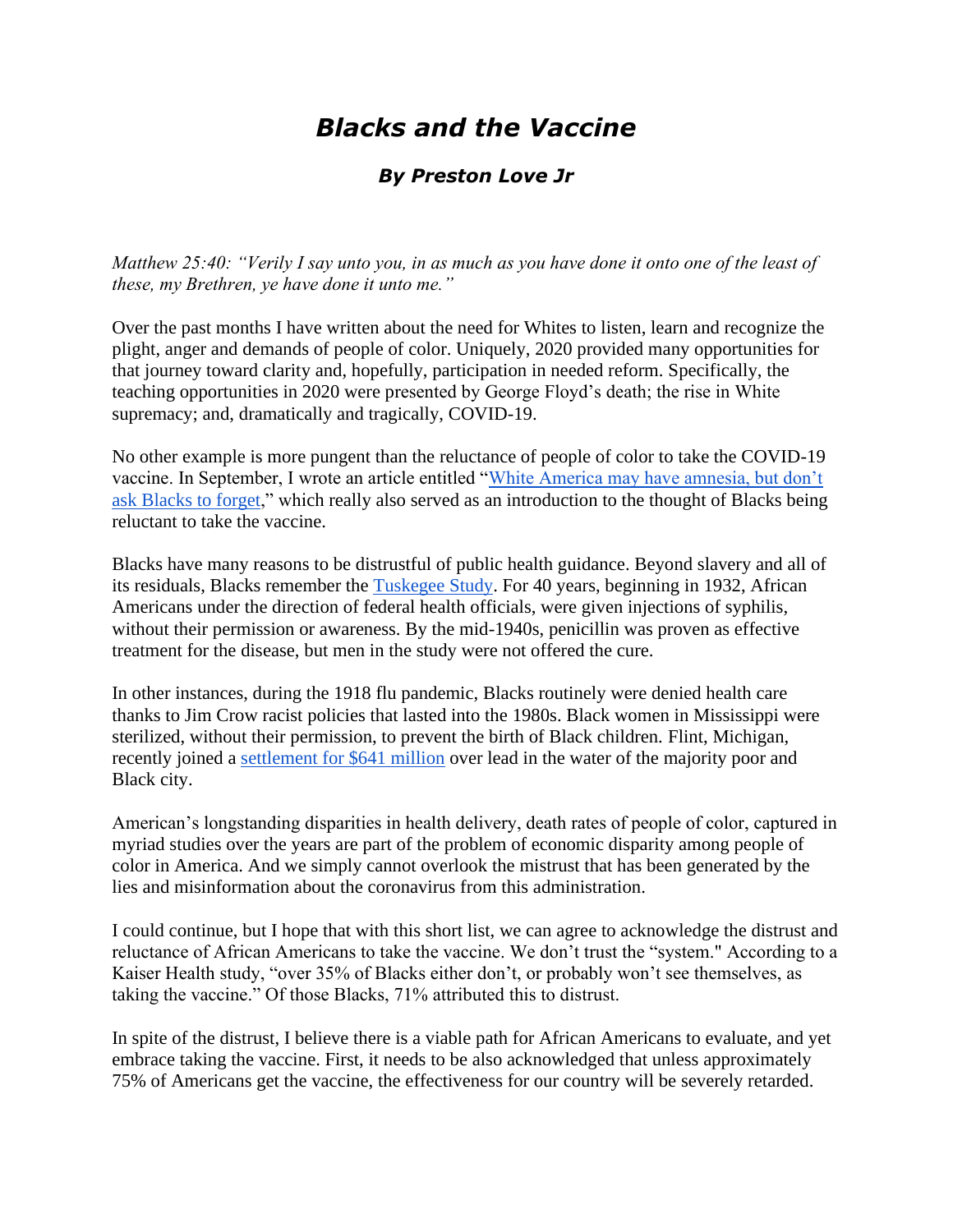# *Blacks and the Vaccine*

### *By Preston Love Jr*

*Matthew 25:40: "Verily I say unto you, in as much as you have done it onto one of the least of these, my Brethren, ye have done it unto me."*

Over the past months I have written about the need for Whites to listen, learn and recognize the plight, anger and demands of people of color. Uniquely, 2020 provided many opportunities for that journey toward clarity and, hopefully, participation in needed reform. Specifically, the teaching opportunities in 2020 were presented by George Floyd's death; the rise in White supremacy; and, dramatically and tragically, COVID-19.

No other example is more pungent than the reluctance of people of color to take the COVID-19 vaccine. In September, I wrote an article entitled "White America may have amnesia, but don't ask Blacks to forget," which really also served as an introduction to the thought of Blacks being reluctant to take the vaccine.

Blacks have many reasons to be distrustful of public health guidance. Beyond slavery and all of its residuals, Blacks remember the Tuskegee Study. For 40 years, beginning in 1932, African Americans under the direction of federal health officials, were given injections of syphilis, without their permission or awareness. By the mid-1940s, penicillin was proven as effective treatment for the disease, but men in the study were not offered the cure.

In other instances, during the 1918 flu pandemic, Blacks routinely were denied health care thanks to Jim Crow racist policies that lasted into the 1980s. Black women in Mississippi were sterilized, without their permission, to prevent the birth of Black children. Flint, Michigan, recently joined a settlement for $641 million over lead in the water of the majority poor and Black city.

American's longstanding disparities in health delivery, death rates of people of color, captured in myriad studies over the years are part of the problem of economic disparity among people of color in America. And we simply cannot overlook the mistrust that has been generated by the lies and misinformation about the coronavirus from this administration.

I could continue, but I hope that with this short list, we can agree to acknowledge the distrust and reluctance of African Americans to take the vaccine. We don't trust the "system." According to a Kaiser Health study, "over 35% of Blacks either don't, or probably won't see themselves, as taking the vaccine." Of those Blacks, 71% attributed this to distrust.

In spite of the distrust, I believe there is a viable path for African Americans to evaluate, and yet embrace taking the vaccine. First, it needs to be also acknowledged that unless approximately 75% of Americans get the vaccine, the effectiveness for our country will be severely retarded.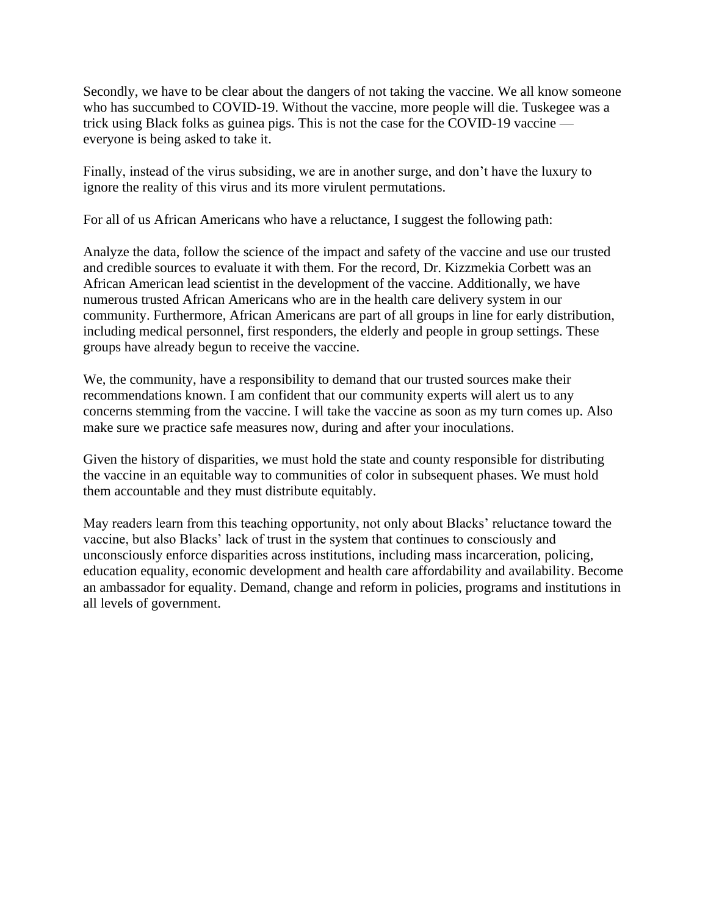Secondly, we have to be clear about the dangers of not taking the vaccine. We all know someone who has succumbed to COVID-19. Without the vaccine, more people will die. Tuskegee was a trick using Black folks as guinea pigs. This is not the case for the COVID-19 vaccine — everyone is being asked to take it.

Finally, instead of the virus subsiding, we are in another surge, and don't have the luxury to ignore the reality of this virus and its more virulent permutations.

For all of us African Americans who have a reluctance, I suggest the following path:

Analyze the data, follow the science of the impact and safety of the vaccine and use our trusted and credible sources to evaluate it with them. For the record, Dr. Kizzmekia Corbett was an African American lead scientist in the development of the vaccine. Additionally, we have numerous trusted African Americans who are in the health care delivery system in our community. Furthermore, African Americans are part of all groups in line for early distribution, including medical personnel, first responders, the elderly and people in group settings. These groups have already begun to receive the vaccine.

We, the community, have a responsibility to demand that our trusted sources make their recommendations known. I am confident that our community experts will alert us to any concerns stemming from the vaccine. I will take the vaccine as soon as my turn comes up. Also make sure we practice safe measures now, during and after your inoculations.

Given the history of disparities, we must hold the state and county responsible for distributing the vaccine in an equitable way to communities of color in subsequent phases. We must hold them accountable and they must distribute equitably.

May readers learn from this teaching opportunity, not only about Blacks' reluctance toward the vaccine, but also Blacks' lack of trust in the system that continues to consciously and unconsciously enforce disparities across institutions, including mass incarceration, policing, education equality, economic development and health care affordability and availability. Become an ambassador for equality. Demand, change and reform in policies, programs and institutions in all levels of government.